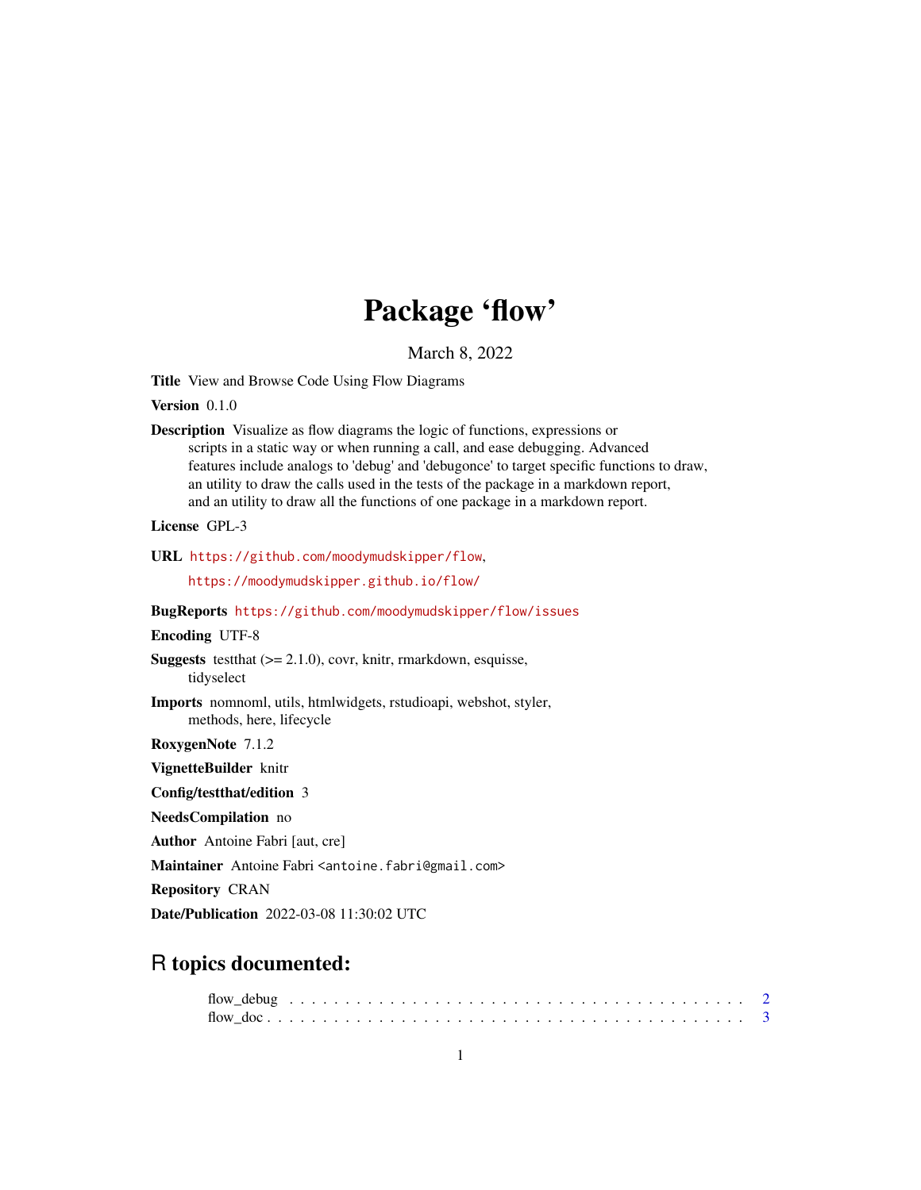# Package 'flow'

March 8, 2022

**Title** View and Browse Code Using Flow Diagrams

**Version** 0.1.0

**Description** Visualize as flow diagrams the logic of functions, expressions or scripts in a static way or when running a call, and ease debugging. Advanced features include analogs to 'debug' and 'debugonce' to target specific functions to draw, an utility to draw the calls used in the tests of the package in a markdown report, and an utility to draw all the functions of one package in a markdown report.

**License** GPL-3

**URL** https://github.com/moodymudskipper/flow, https://moodymudskipper.github.io/flow/

**BugReports** https://github.com/moodymudskipper/flow/issues

**Encoding** UTF-8

**Suggests** testthat (>= 2.1.0), covr, knitr, rmarkdown, esquisse, tidyselect

**Imports** nomnoml, utils, htmlwidgets, rstudioapi, webshot, styler, methods, here, lifecycle

**RoxygenNote** 7.1.2

**VignetteBuilder** knitr

**Config/testthat/edition** 3

**NeedsCompilation** no

**Author** Antoine Fabri [aut, cre]

**Maintainer** Antoine Fabri <antoine.fabri@gmail.com>

**Repository** CRAN

**Date/Publication** 2022-03-08 11:30:02 UTC

## R topics documented:

flow_debug . . . . . . . . . . . . . . . . . . . . . . . . . . . . . . . . . . . . . . . 2
flow_doc . . . . . . . . . . . . . . . . . . . . . . . . . . . . . . . . . . . . . . . . 3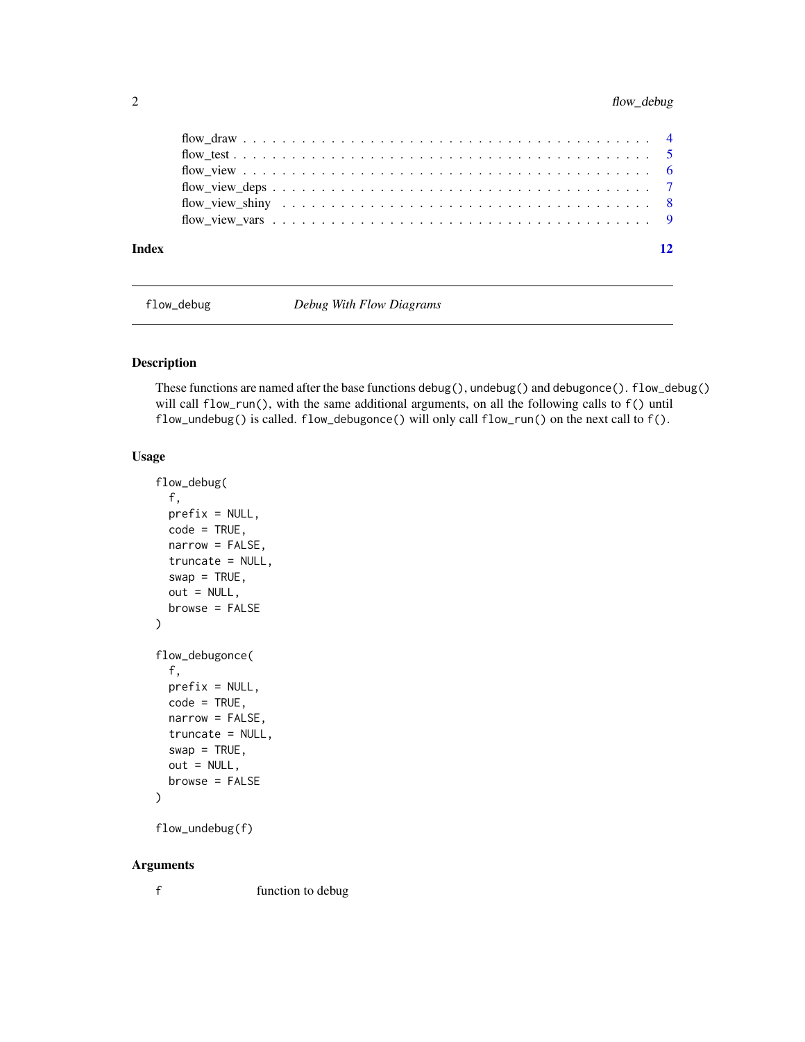flow_draw . . . . . . . . . . . . . . . . . . . . . . . . . . . . . . . . . . . . . . . . 4
flow_test . . . . . . . . . . . . . . . . . . . . . . . . . . . . . . . . . . . . . . . . 5
flow_view . . . . . . . . . . . . . . . . . . . . . . . . . . . . . . . . . . . . . . . . 6
flow_view_deps . . . . . . . . . . . . . . . . . . . . . . . . . . . . . . . . . . . . . 7
flow_view_shiny . . . . . . . . . . . . . . . . . . . . . . . . . . . . . . . . . . . . . 8
flow_view_vars . . . . . . . . . . . . . . . . . . . . . . . . . . . . . . . . . . . . . 9

**Index** **12**

---

`flow_debug` *Debug With Flow Diagrams*

---

## Description

These functions are named after the base functions `debug()`, `undebug()` and `debugonce()`. `flow_debug()` will call `flow_run()`, with the same additional arguments, on all the following calls to `f()` until `flow_undebug()` is called. `flow_debugonce()` will only call `flow_run()` on the next call to `f()`.

## Usage

```
flow_debug(
  f,
  prefix = NULL,
  code = TRUE,
  narrow = FALSE,
  truncate = NULL,
  swap = TRUE,
  out = NULL,
  browse = FALSE
)

flow_debugonce(
  f,
  prefix = NULL,
  code = TRUE,
  narrow = FALSE,
  truncate = NULL,
  swap = TRUE,
  out = NULL,
  browse = FALSE
)

flow_undebug(f)
```

## Arguments

| | |
|---|---|
| f | function to debug |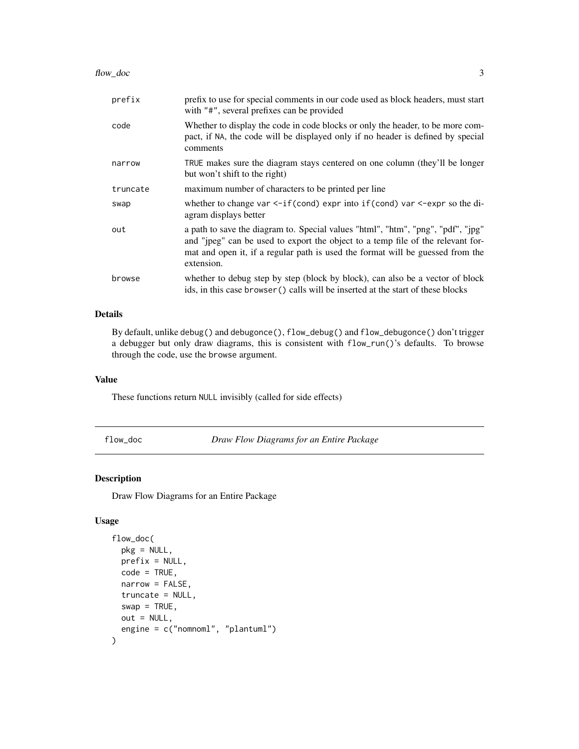| | |
|---|---|
| prefix | prefix to use for special comments in our code used as block headers, must start with "#", several prefixes can be provided |
| code | Whether to display the code in code blocks or only the header, to be more compact, if NA, the code will be displayed only if no header is defined by special comments |
| narrow | TRUE makes sure the diagram stays centered on one column (they'll be longer but won't shift to the right) |
| truncate | maximum number of characters to be printed per line |
| swap | whether to change var <-if(cond) expr into if(cond) var <-expr so the diagram displays better |
| out | a path to save the diagram to. Special values "html", "htm", "png", "pdf", "jpg" and "jpeg" can be used to export the object to a temp file of the relevant format and open it, if a regular path is used the format will be guessed from the extension. |
| browse | whether to debug step by step (block by block), can also be a vector of block ids, in this case browser() calls will be inserted at the start of these blocks |

### Details

By default, unlike debug() and debugonce(), flow_debug() and flow_debugonce() don't trigger a debugger but only draw diagrams, this is consistent with flow_run()'s defaults. To browse through the code, use the browse argument.

### Value

These functions return NULL invisibly (called for side effects)

## flow_doc — *Draw Flow Diagrams for an Entire Package*

### Description

Draw Flow Diagrams for an Entire Package

### Usage

```
flow_doc(
  pkg = NULL,
  prefix = NULL,
  code = TRUE,
  narrow = FALSE,
  truncate = NULL,
  swap = TRUE,
  out = NULL,
  engine = c("nomnoml", "plantuml")
)
```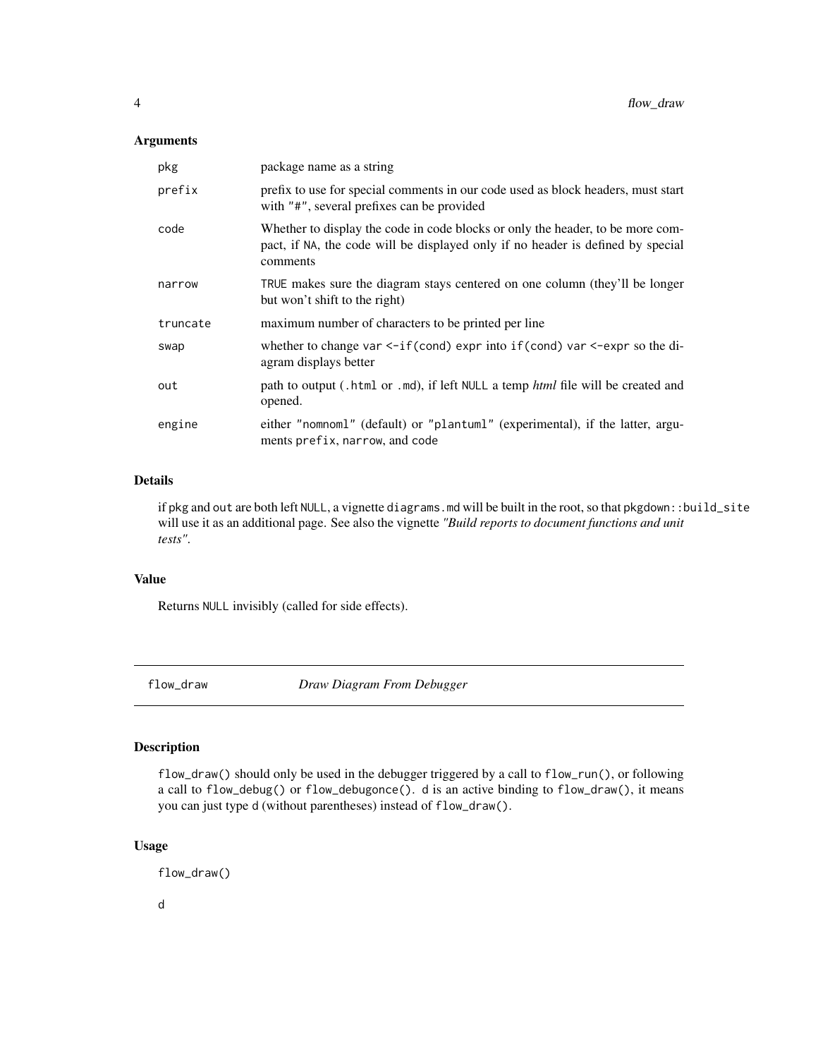### Arguments

| Argument | Description |
|---|---|
| pkg | package name as a string |
| prefix | prefix to use for special comments in our code used as block headers, must start with "#", several prefixes can be provided |
| code | Whether to display the code in code blocks or only the header, to be more compact, if NA, the code will be displayed only if no header is defined by special comments |
| narrow | TRUE makes sure the diagram stays centered on one column (they'll be longer but won't shift to the right) |
| truncate | maximum number of characters to be printed per line |
| swap | whether to change `var <-if(cond) expr` into `if(cond) var <-expr` so the diagram displays better |
| out | path to output (`.html` or `.md`), if left NULL a temp *html* file will be created and opened. |
| engine | either "nomnoml" (default) or "plantuml" (experimental), if the latter, arguments `prefix`, `narrow`, and `code` |

### Details

if `pkg` and `out` are both left `NULL`, a vignette `diagrams.md` will be built in the root, so that `pkgdown::build_site` will use it as an additional page. See also the vignette *"Build reports to document functions and unit tests"*.

### Value

Returns `NULL` invisibly (called for side effects).

## flow_draw — *Draw Diagram From Debugger*

### Description

`flow_draw()` should only be used in the debugger triggered by a call to `flow_run()`, or following a call to `flow_debug()` or `flow_debugonce()`. `d` is an active binding to `flow_draw()`, it means you can just type `d` (without parentheses) instead of `flow_draw()`.

### Usage

```
flow_draw()

d
```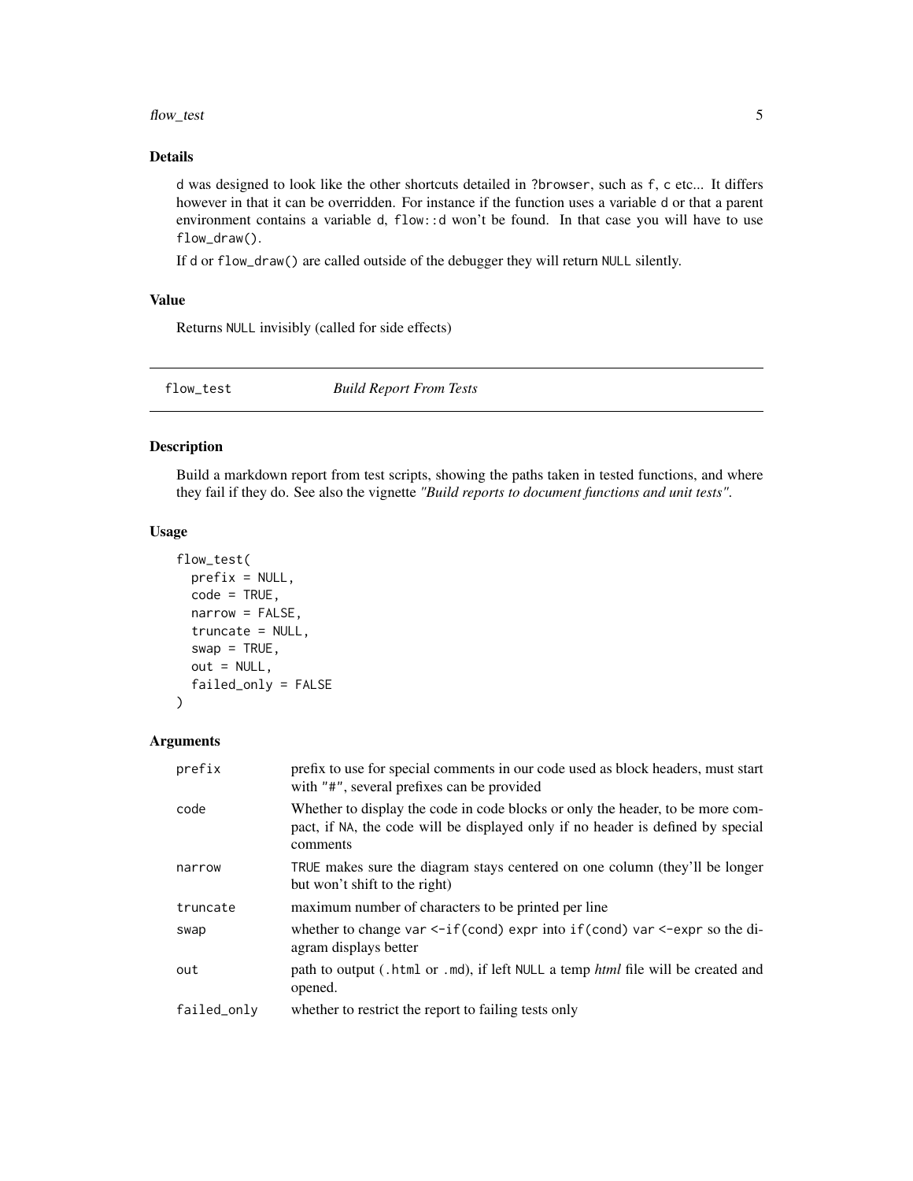### Details

`d` was designed to look like the other shortcuts detailed in `?browser`, such as `f`, `c` etc... It differs however in that it can be overridden. For instance if the function uses a variable `d` or that a parent environment contains a variable `d`, `flow::d` won't be found. In that case you will have to use `flow_draw()`.

If `d` or `flow_draw()` are called outside of the debugger they will return `NULL` silently.

### Value

Returns `NULL` invisibly (called for side effects)

---

## flow_test — *Build Report From Tests*

---

### Description

Build a markdown report from test scripts, showing the paths taken in tested functions, and where they fail if they do. See also the vignette *"Build reports to document functions and unit tests"*.

### Usage

```
flow_test(
  prefix = NULL,
  code = TRUE,
  narrow = FALSE,
  truncate = NULL,
  swap = TRUE,
  out = NULL,
  failed_only = FALSE
)
```

### Arguments

| | |
|---|---|
| `prefix` | prefix to use for special comments in our code used as block headers, must start with `"#"`, several prefixes can be provided |
| `code` | Whether to display the code in code blocks or only the header, to be more compact, if `NA`, the code will be displayed only if no header is defined by special comments |
| `narrow` | `TRUE` makes sure the diagram stays centered on one column (they'll be longer but won't shift to the right) |
| `truncate` | maximum number of characters to be printed per line |
| `swap` | whether to change `var <-if(cond) expr` into `if(cond) var <-expr` so the diagram displays better |
| `out` | path to output (`.html` or `.md`), if left `NULL` a temp *html* file will be created and opened. |
| `failed_only` | whether to restrict the report to failing tests only |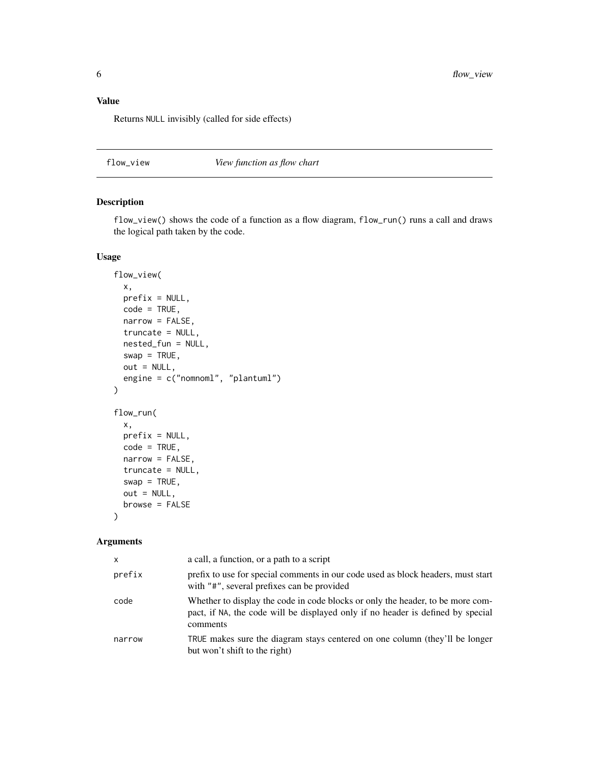## Value

Returns NULL invisibly (called for side effects)

---

flow_view    *View function as flow chart*

---

## Description

flow_view() shows the code of a function as a flow diagram, flow_run() runs a call and draws the logical path taken by the code.

## Usage

```
flow_view(
  x,
  prefix = NULL,
  code = TRUE,
  narrow = FALSE,
  truncate = NULL,
  nested_fun = NULL,
  swap = TRUE,
  out = NULL,
  engine = c("nomnoml", "plantuml")
)

flow_run(
  x,
  prefix = NULL,
  code = TRUE,
  narrow = FALSE,
  truncate = NULL,
  swap = TRUE,
  out = NULL,
  browse = FALSE
)
```

## Arguments

| | |
|---|---|
| x | a call, a function, or a path to a script |
| prefix | prefix to use for special comments in our code used as block headers, must start with "#", several prefixes can be provided |
| code | Whether to display the code in code blocks or only the header, to be more compact, if NA, the code will be displayed only if no header is defined by special comments |
| narrow | TRUE makes sure the diagram stays centered on one column (they'll be longer but won't shift to the right) |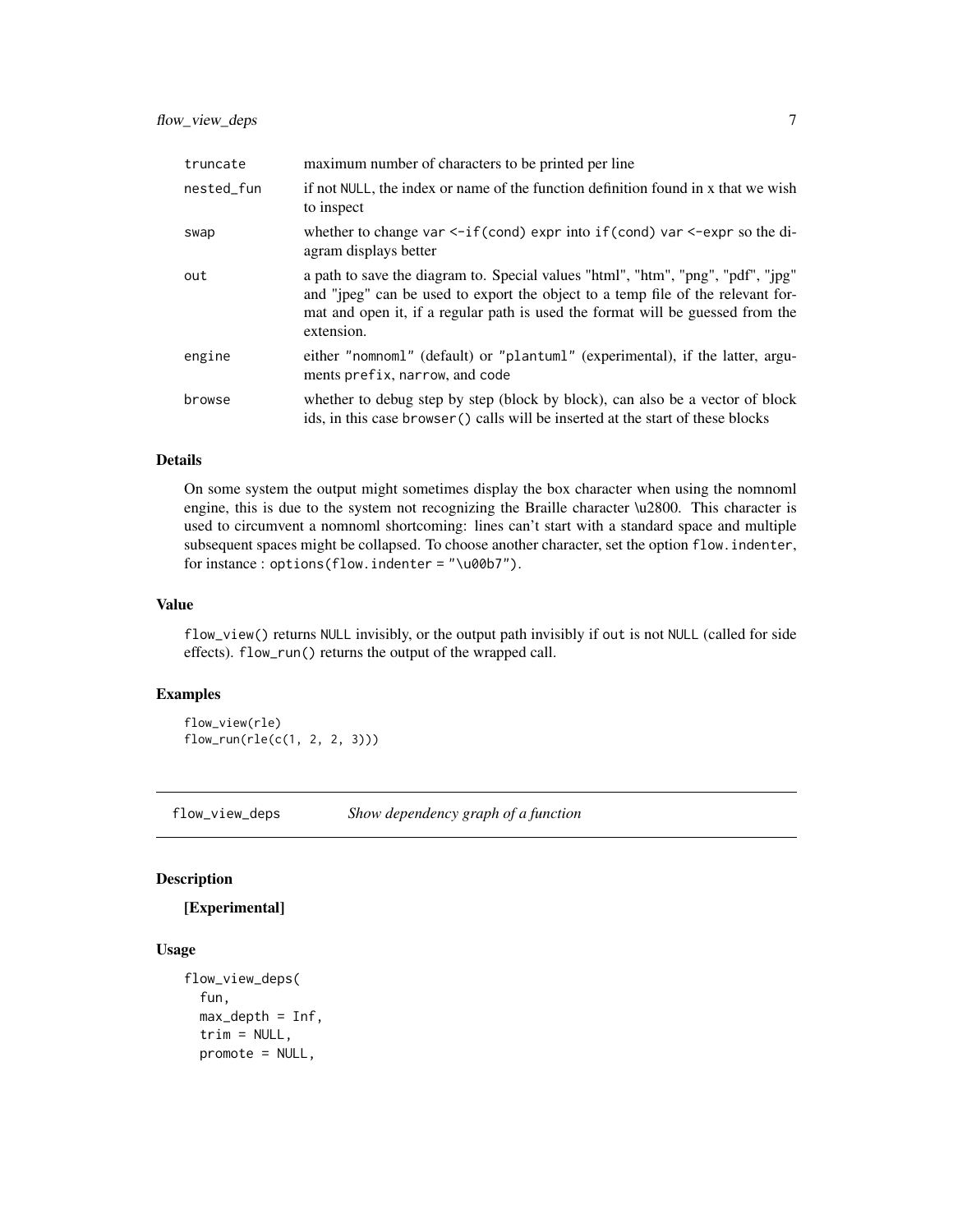| | |
|---|---|
| truncate | maximum number of characters to be printed per line |
| nested_fun | if not NULL, the index or name of the function definition found in x that we wish to inspect |
| swap | whether to change var <-if(cond) expr into if(cond) var <-expr so the diagram displays better |
| out | a path to save the diagram to. Special values "html", "htm", "png", "pdf", "jpg" and "jpeg" can be used to export the object to a temp file of the relevant format and open it, if a regular path is used the format will be guessed from the extension. |
| engine | either "nomnoml" (default) or "plantuml" (experimental), if the latter, arguments prefix, narrow, and code |
| browse | whether to debug step by step (block by block), can also be a vector of block ids, in this case browser() calls will be inserted at the start of these blocks |

## Details

On some system the output might sometimes display the box character when using the nomnoml engine, this is due to the system not recognizing the Braille character \u2800. This character is used to circumvent a nomnoml shortcoming: lines can't start with a standard space and multiple subsequent spaces might be collapsed. To choose another character, set the option flow.indenter, for instance : options(flow.indenter = "\u00b7").

## Value

flow_view() returns NULL invisibly, or the output path invisibly if out is not NULL (called for side effects). flow_run() returns the output of the wrapped call.

## Examples

```
flow_view(rle)
flow_run(rle(c(1, 2, 2, 3)))
```

---

# flow_view_deps *Show dependency graph of a function*

## Description

**[Experimental]**

## Usage

```
flow_view_deps(
  fun,
  max_depth = Inf,
  trim = NULL,
  promote = NULL,
```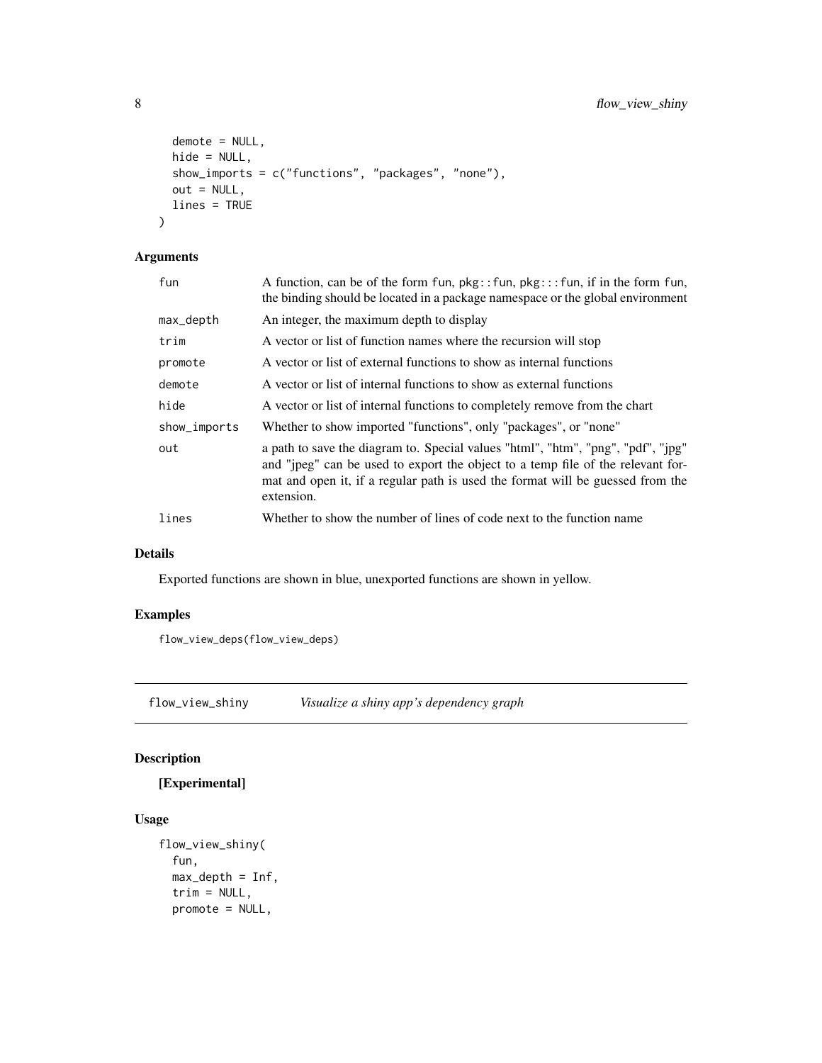```
  demote = NULL,
  hide = NULL,
  show_imports = c("functions", "packages", "none"),
  out = NULL,
  lines = TRUE
)
```

### Arguments

| | |
|---|---|
| fun | A function, can be of the form fun, pkg::fun, pkg:::fun, if in the form fun, the binding should be located in a package namespace or the global environment |
| max_depth | An integer, the maximum depth to display |
| trim | A vector or list of function names where the recursion will stop |
| promote | A vector or list of external functions to show as internal functions |
| demote | A vector or list of internal functions to show as external functions |
| hide | A vector or list of internal functions to completely remove from the chart |
| show_imports | Whether to show imported "functions", only "packages", or "none" |
| out | a path to save the diagram to. Special values "html", "htm", "png", "pdf", "jpg" and "jpeg" can be used to export the object to a temp file of the relevant format and open it, if a regular path is used the format will be guessed from the extension. |
| lines | Whether to show the number of lines of code next to the function name |

### Details

Exported functions are shown in blue, unexported functions are shown in yellow.

### Examples

```
flow_view_deps(flow_view_deps)
```

---

## flow_view_shiny *Visualize a shiny app's dependency graph*

### Description

**[Experimental]**

### Usage

```
flow_view_shiny(
  fun,
  max_depth = Inf,
  trim = NULL,
  promote = NULL,
```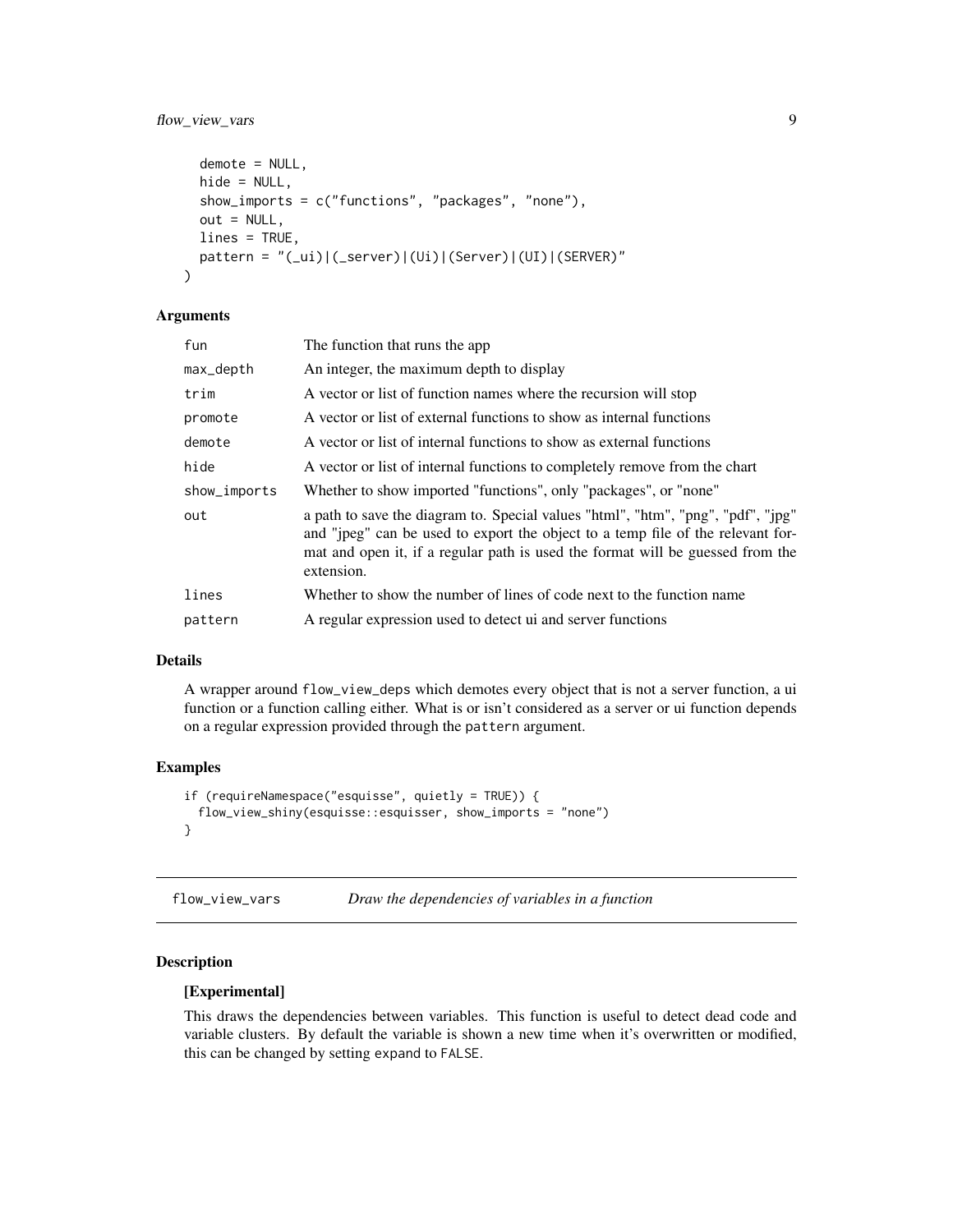```
  demote = NULL,
  hide = NULL,
  show_imports = c("functions", "packages", "none"),
  out = NULL,
  lines = TRUE,
  pattern = "(_ui)|(_server)|(Ui)|(Server)|(UI)|(SERVER)"
)
```

### Arguments

| | |
|---|---|
| fun | The function that runs the app |
| max_depth | An integer, the maximum depth to display |
| trim | A vector or list of function names where the recursion will stop |
| promote | A vector or list of external functions to show as internal functions |
| demote | A vector or list of internal functions to show as external functions |
| hide | A vector or list of internal functions to completely remove from the chart |
| show_imports | Whether to show imported "functions", only "packages", or "none" |
| out | a path to save the diagram to. Special values "html", "htm", "png", "pdf", "jpg" and "jpeg" can be used to export the object to a temp file of the relevant format and open it, if a regular path is used the format will be guessed from the extension. |
| lines | Whether to show the number of lines of code next to the function name |
| pattern | A regular expression used to detect ui and server functions |

### Details

A wrapper around `flow_view_deps` which demotes every object that is not a server function, a ui function or a function calling either. What is or isn't considered as a server or ui function depends on a regular expression provided through the `pattern` argument.

### Examples

```
if (requireNamespace("esquisse", quietly = TRUE)) {
  flow_view_shiny(esquisse::esquisser, show_imports = "none")
}
```

---

## flow_view_vars — *Draw the dependencies of variables in a function*

### Description

**[Experimental]**

This draws the dependencies between variables. This function is useful to detect dead code and variable clusters. By default the variable is shown a new time when it's overwritten or modified, this can be changed by setting `expand` to `FALSE`.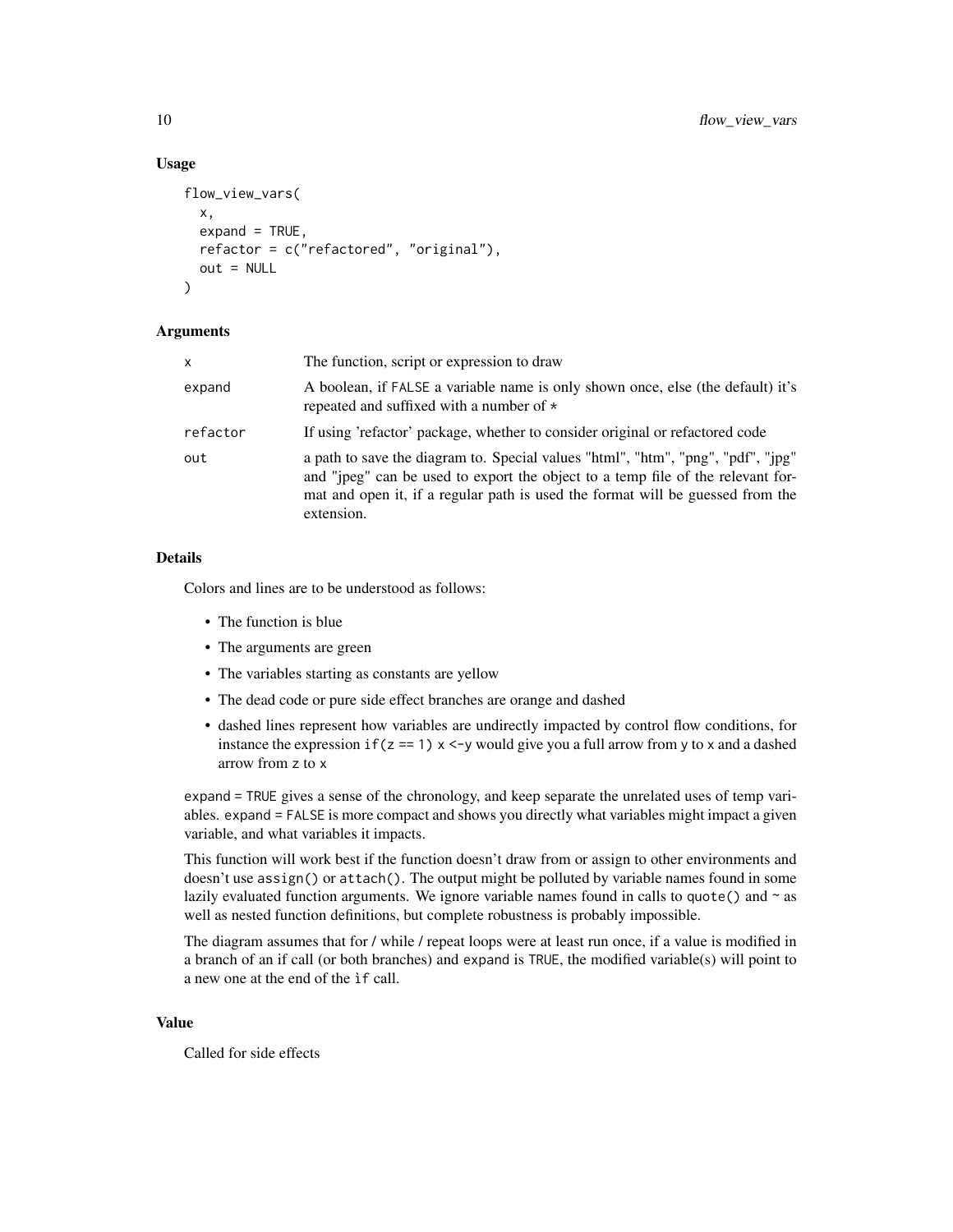## Usage

```
flow_view_vars(
  x,
  expand = TRUE,
  refactor = c("refactored", "original"),
  out = NULL
)
```

## Arguments

| | |
|---|---|
| x | The function, script or expression to draw |
| expand | A boolean, if FALSE a variable name is only shown once, else (the default) it's repeated and suffixed with a number of * |
| refactor | If using 'refactor' package, whether to consider original or refactored code |
| out | a path to save the diagram to. Special values "html", "htm", "png", "pdf", "jpg" and "jpeg" can be used to export the object to a temp file of the relevant format and open it, if a regular path is used the format will be guessed from the extension. |

## Details

Colors and lines are to be understood as follows:

- The function is blue
- The arguments are green
- The variables starting as constants are yellow
- The dead code or pure side effect branches are orange and dashed
- dashed lines represent how variables are undirectly impacted by control flow conditions, for instance the expression `if(z == 1) x <-y` would give you a full arrow from `y` to `x` and a dashed arrow from `z` to `x`

`expand = TRUE` gives a sense of the chronology, and keep separate the unrelated uses of temp variables. `expand = FALSE` is more compact and shows you directly what variables might impact a given variable, and what variables it impacts.

This function will work best if the function doesn't draw from or assign to other environments and doesn't use `assign()` or `attach()`. The output might be polluted by variable names found in some lazily evaluated function arguments. We ignore variable names found in calls to `quote()` and `~` as well as nested function definitions, but complete robustness is probably impossible.

The diagram assumes that for / while / repeat loops were at least run once, if a value is modified in a branch of an if call (or both branches) and `expand` is `TRUE`, the modified variable(s) will point to a new one at the end of the `ìf` call.

## Value

Called for side effects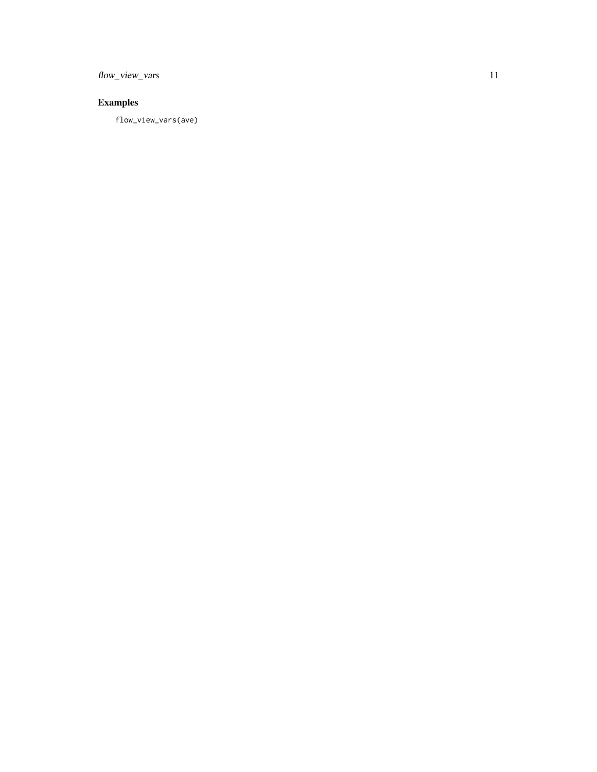## Examples

```
flow_view_vars(ave)
```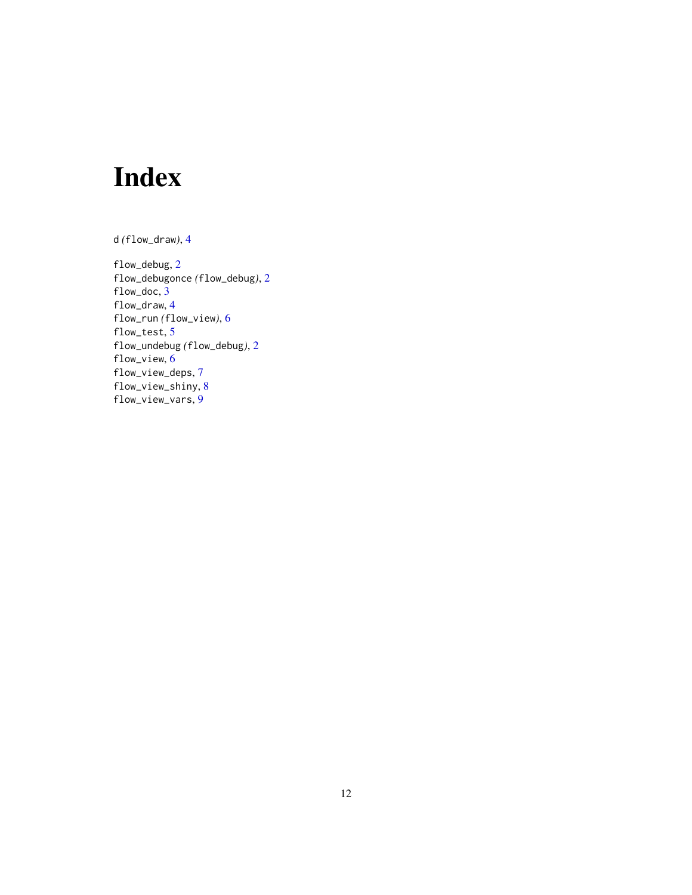# Index

d (flow_draw), 4

flow_debug, 2
flow_debugonce (flow_debug), 2
flow_doc, 3
flow_draw, 4
flow_run (flow_view), 6
flow_test, 5
flow_undebug (flow_debug), 2
flow_view, 6
flow_view_deps, 7
flow_view_shiny, 8
flow_view_vars, 9